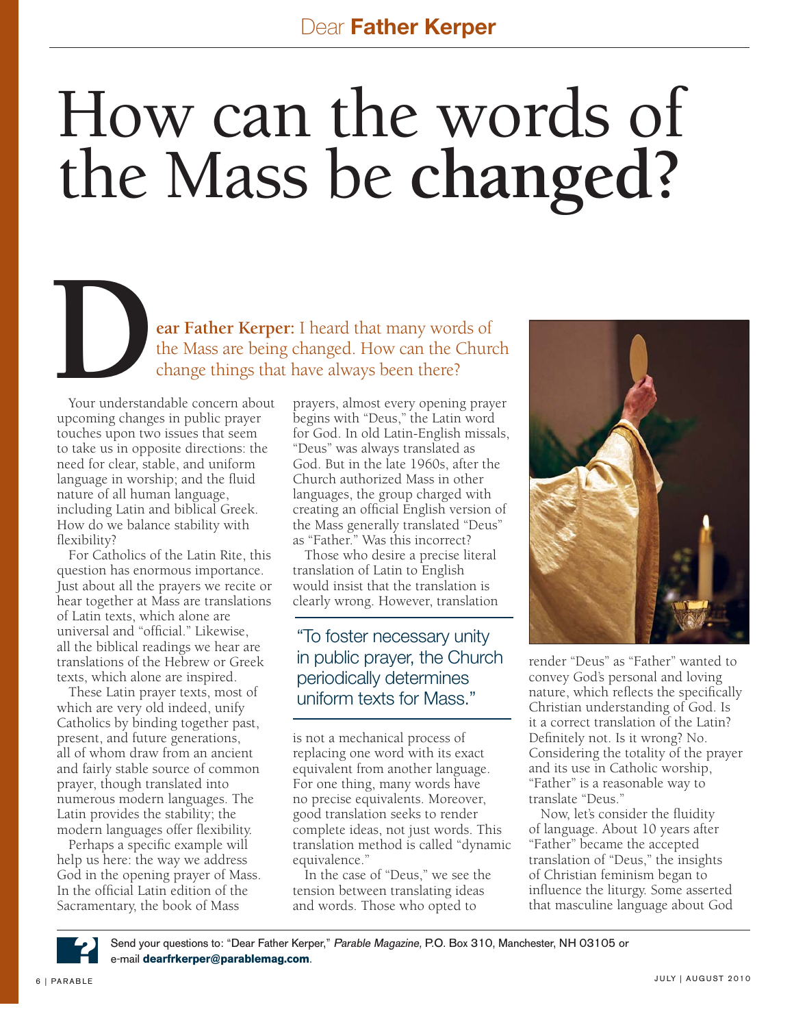Dear **Father Kerper**

# How can the words of the Mass be **changed?**

**Dear Father Kerper:** I heard that many words of the Mass are being changed. How can the Church change things that have always been there?

Your understandable concern about upcoming changes in public prayer touches upon two issues that seem to take us in opposite directions: the need for clear, stable, and uniform language in worship; and the fluid nature of all human language, including Latin and biblical Greek. How do we balance stability with flexibility?

For Catholics of the Latin Rite, this question has enormous importance. Just about all the prayers we recite or hear together at Mass are translations of Latin texts, which alone are universal and "official." Likewise, all the biblical readings we hear are translations of the Hebrew or Greek texts, which alone are inspired.

These Latin prayer texts, most of which are very old indeed, unify Catholics by binding together past, present, and future generations, all of whom draw from an ancient and fairly stable source of common prayer, though translated into numerous modern languages. The Latin provides the stability; the modern languages offer flexibility.

Perhaps a specific example will help us here: the way we address God in the opening prayer of Mass. In the official Latin edition of the Sacramentary, the book of Mass prayers, almost every opening prayer begins with "Deus," the Latin word for God. In old Latin-English missals, "Deus" was always translated as God. But in the late 1960s, after the Church authorized Mass in other languages, the group charged with creating an official English version of the Mass generally translated "Deus" as "Father." Was this incorrect?

Those who desire a precise literal translation of Latin to English would insist that the translation is clearly wrong. However, translation is not a mechanical process of replacing one word with its exact equivalent from another language. For one thing, many words have no precise equivalents. Moreover, good translation seeks to render complete ideas, not just words. This translation method is called "dynamic equivalence."

> "To foster necessary unity in public prayer, the Church periodically determines uniform texts for Mass."

In the case of "Deus," we see the tension between translating ideas and words. Those who opted to render "Deus" as "Father" wanted to convey God's personal and loving nature, which reflects the specifically Christian understanding of God. Is it a correct translation of the Latin? Definitely not. Is it wrong? No. Considering the totality of the prayer and its use in Catholic worship, "Father" is a reasonable way to translate "Deus."

Now, let's consider the fluidity of language. About 10 years after "Father" became the accepted translation of "Deus," the insights of Christian feminism began to influence the liturgy. Some asserted that masculine language about God

Send your questions to: "Dear Father Kerper," *Parable Magazine*, P.O. Box 310, Manchester, NH 03105 or e-mail **dearfrkerper@parablemag.com**.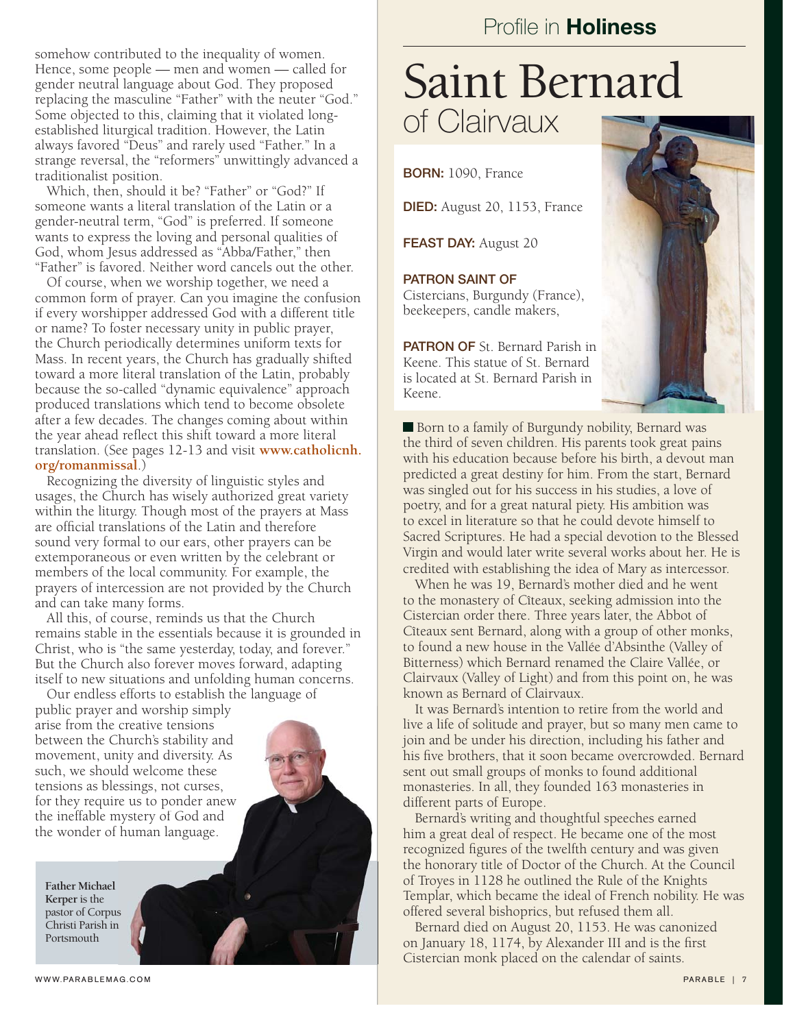somehow contributed to the inequality of women. Hence, some people — men and women — called for gender neutral language about God. They proposed replacing the masculine "Father" with the neuter "God." Some objected to this, claiming that it violated long-established liturgical tradition. However, the Latin always favored "Deus" and rarely used "Father." In a strange reversal, the "reformers" unwittingly advanced a traditionalist position.

Which, then, should it be? "Father" or "God?" If someone wants a literal translation of the Latin or a gender-neutral term, "God" is preferred. If someone wants to express the loving and personal qualities of God, whom Jesus addressed as "Abba/Father," then "Father" is favored. Neither word cancels out the other.

Of course, when we worship together, we need a common form of prayer. Can you imagine the confusion if every worshipper addressed God with a different title or name? To foster necessary unity in public prayer, the Church periodically determines uniform texts for Mass. In recent years, the Church has gradually shifted toward a more literal translation of the Latin, probably because the so-called "dynamic equivalence" approach produced translations which tend to become obsolete after a few decades. The changes coming about within the year ahead reflect this shift toward a more literal translation. (See pages 12-13 and visit **www.catholicnh.org/romanmissal**.)

Recognizing the diversity of linguistic styles and usages, the Church has wisely authorized great variety within the liturgy. Though most of the prayers at Mass are official translations of the Latin and therefore sound very formal to our ears, other prayers can be extemporaneous or even written by the celebrant or members of the local community. For example, the prayers of intercession are not provided by the Church and can take many forms.

All this, of course, reminds us that the Church remains stable in the essentials because it is grounded in Christ, who is "the same yesterday, today, and forever." But the Church also forever moves forward, adapting itself to new situations and unfolding human concerns.

Our endless efforts to establish the language of public prayer and worship simply arise from the creative tensions between the Church's stability and movement, unity and diversity. As such, we should welcome these tensions as blessings, not curses, for they require us to ponder anew the ineffable mystery of God and the wonder of human language.

**Father Michael Kerper** is the pastor of Corpus Christi Parish in Portsmouth

## Profile in **Holiness**

# Saint Bernard of Clairvaux

**BORN:** 1090, France

**DIED:** August 20, 1153, France

**FEAST DAY:** August 20

**PATRON SAINT OF**
Cistercians, Burgundy (France), beekeepers, candle makers,

**PATRON OF** St. Bernard Parish in Keene. This statue of St. Bernard is located at St. Bernard Parish in Keene.

Born to a family of Burgundy nobility, Bernard was the third of seven children. His parents took great pains with his education because before his birth, a devout man predicted a great destiny for him. From the start, Bernard was singled out for his success in his studies, a love of poetry, and for a great natural piety. His ambition was to excel in literature so that he could devote himself to Sacred Scriptures. He had a special devotion to the Blessed Virgin and would later write several works about her. He is credited with establishing the idea of Mary as intercessor.

When he was 19, Bernard's mother died and he went to the monastery of Cîteaux, seeking admission into the Cistercian order there. Three years later, the Abbot of Cîteaux sent Bernard, along with a group of other monks, to found a new house in the Vallée d'Absinthe (Valley of Bitterness) which Bernard renamed the Claire Vallée, or Clairvaux (Valley of Light) and from this point on, he was known as Bernard of Clairvaux.

It was Bernard's intention to retire from the world and live a life of solitude and prayer, but so many men came to join and be under his direction, including his father and his five brothers, that it soon became overcrowded. Bernard sent out small groups of monks to found additional monasteries. In all, they founded 163 monasteries in different parts of Europe.

Bernard's writing and thoughtful speeches earned him a great deal of respect. He became one of the most recognized figures of the twelfth century and was given the honorary title of Doctor of the Church. At the Council of Troyes in 1128 he outlined the Rule of the Knights Templar, which became the ideal of French nobility. He was offered several bishoprics, but refused them all.

Bernard died on August 20, 1153. He was canonized on January 18, 1174, by Alexander III and is the first Cistercian monk placed on the calendar of saints.